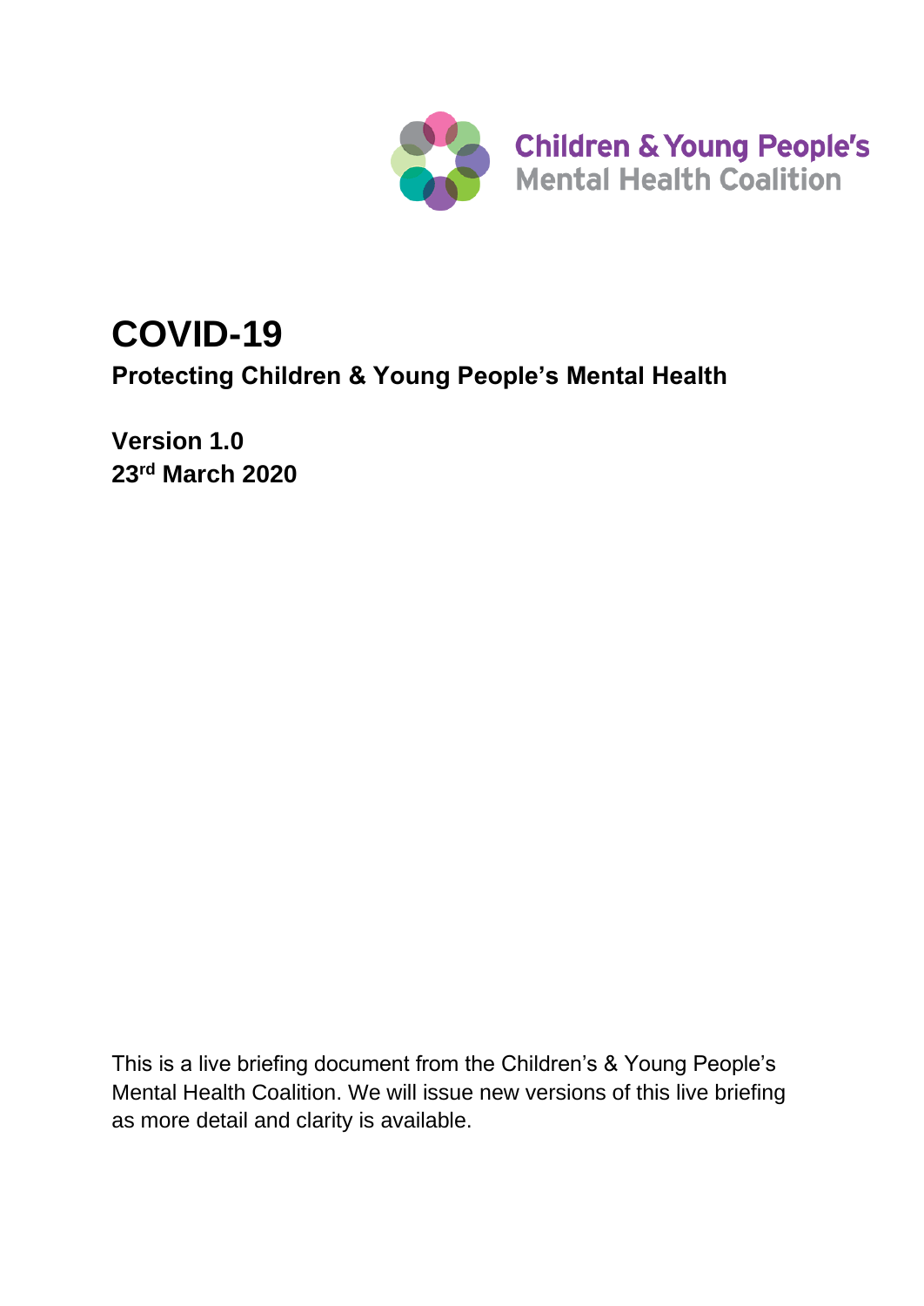Children & Young People's Mental Health Coalition

# COVID-19

## Protecting Children & Young People's Mental Health

**Version 1.0**
**23rd March 2020**

This is a live briefing document from the Children's & Young People's Mental Health Coalition. We will issue new versions of this live briefing as more detail and clarity is available.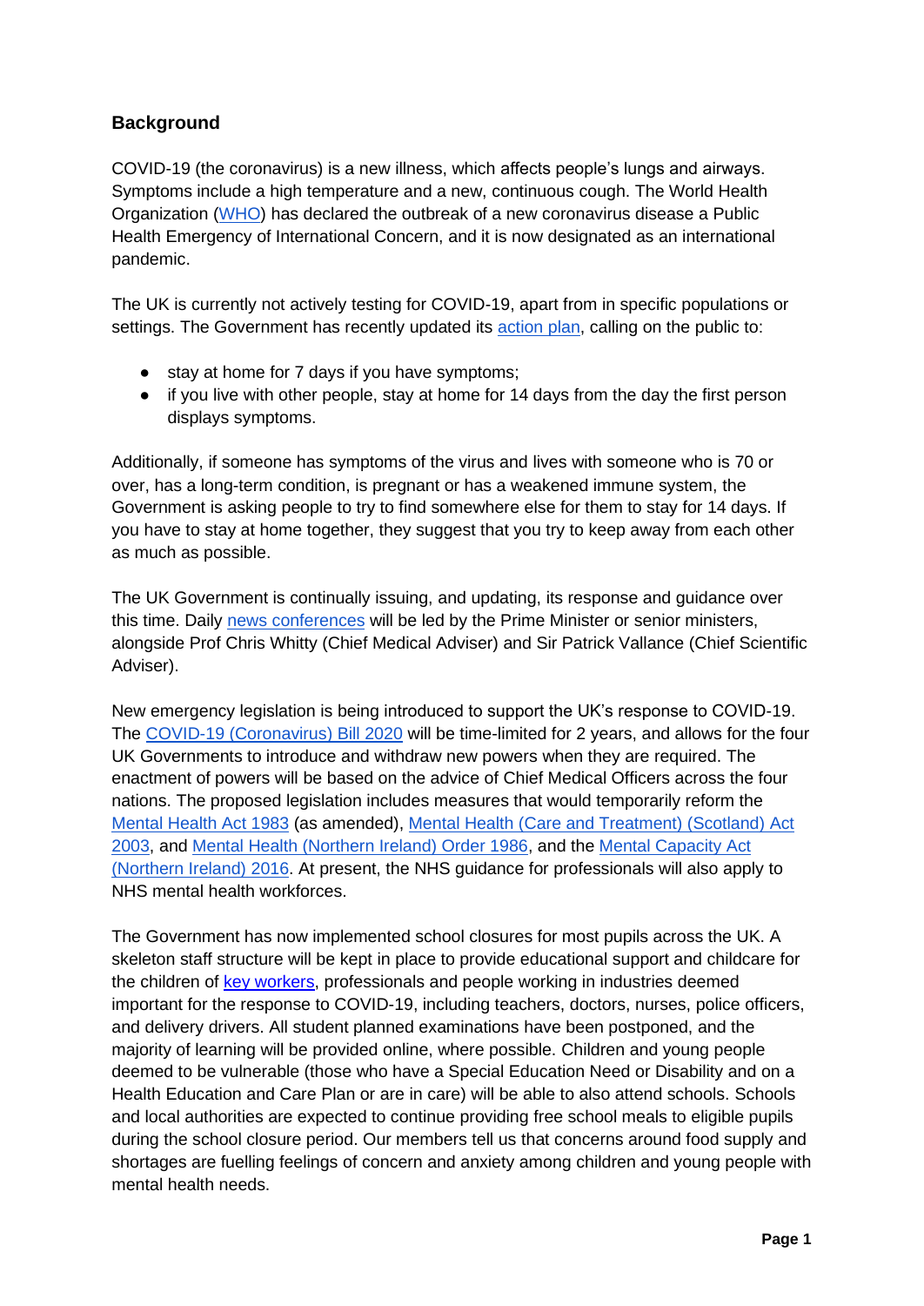## Background

COVID-19 (the coronavirus) is a new illness, which affects people's lungs and airways. Symptoms include a high temperature and a new, continuous cough. The World Health Organization (WHO) has declared the outbreak of a new coronavirus disease a Public Health Emergency of International Concern, and it is now designated as an international pandemic.

The UK is currently not actively testing for COVID-19, apart from in specific populations or settings. The Government has recently updated its action plan, calling on the public to:

- stay at home for 7 days if you have symptoms;
- if you live with other people, stay at home for 14 days from the day the first person displays symptoms.

Additionally, if someone has symptoms of the virus and lives with someone who is 70 or over, has a long-term condition, is pregnant or has a weakened immune system, the Government is asking people to try to find somewhere else for them to stay for 14 days. If you have to stay at home together, they suggest that you try to keep away from each other as much as possible.

The UK Government is continually issuing, and updating, its response and guidance over this time. Daily news conferences will be led by the Prime Minister or senior ministers, alongside Prof Chris Whitty (Chief Medical Adviser) and Sir Patrick Vallance (Chief Scientific Adviser).

New emergency legislation is being introduced to support the UK's response to COVID-19. The COVID-19 (Coronavirus) Bill 2020 will be time-limited for 2 years, and allows for the four UK Governments to introduce and withdraw new powers when they are required. The enactment of powers will be based on the advice of Chief Medical Officers across the four nations. The proposed legislation includes measures that would temporarily reform the Mental Health Act 1983 (as amended), Mental Health (Care and Treatment) (Scotland) Act 2003, and Mental Health (Northern Ireland) Order 1986, and the Mental Capacity Act (Northern Ireland) 2016. At present, the NHS guidance for professionals will also apply to NHS mental health workforces.

The Government has now implemented school closures for most pupils across the UK. A skeleton staff structure will be kept in place to provide educational support and childcare for the children of key workers, professionals and people working in industries deemed important for the response to COVID-19, including teachers, doctors, nurses, police officers, and delivery drivers. All student planned examinations have been postponed, and the majority of learning will be provided online, where possible. Children and young people deemed to be vulnerable (those who have a Special Education Need or Disability and on a Health Education and Care Plan or are in care) will be able to also attend schools. Schools and local authorities are expected to continue providing free school meals to eligible pupils during the school closure period. Our members tell us that concerns around food supply and shortages are fuelling feelings of concern and anxiety among children and young people with mental health needs.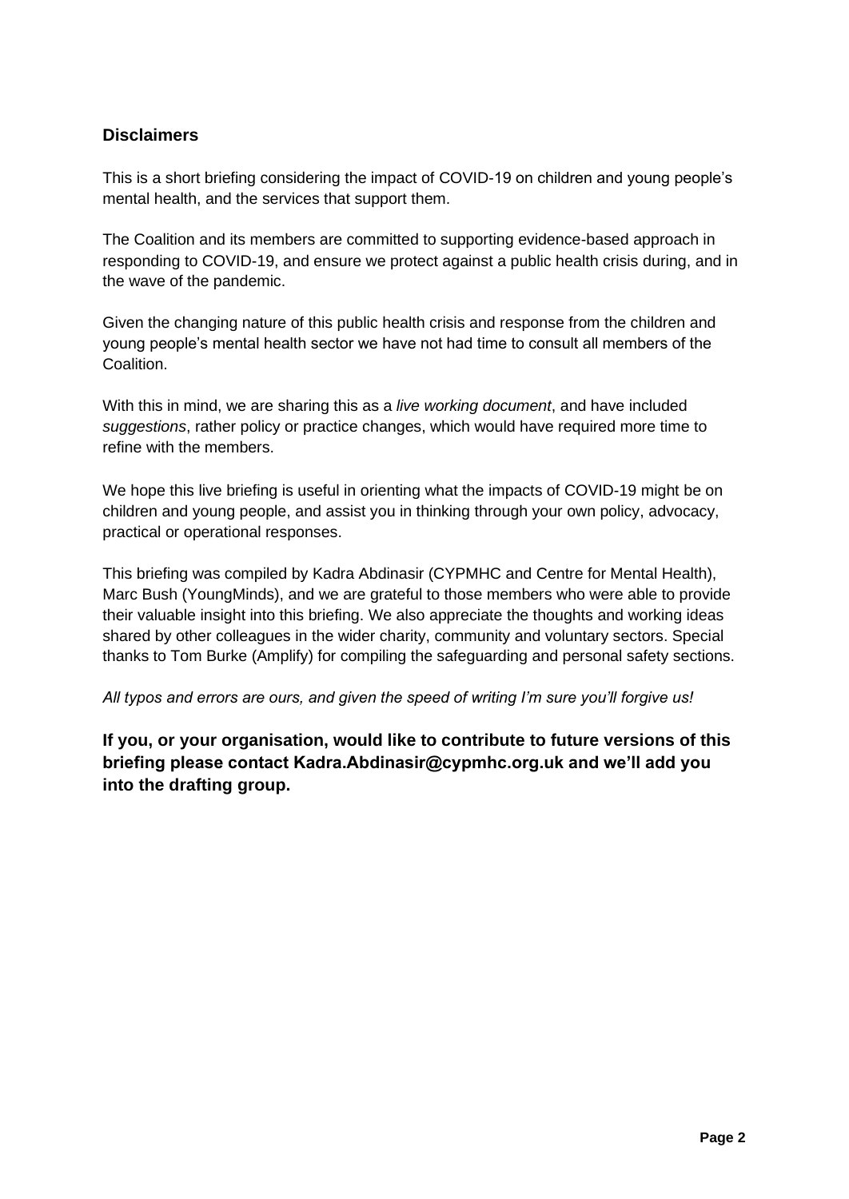## Disclaimers

This is a short briefing considering the impact of COVID-19 on children and young people's mental health, and the services that support them.

The Coalition and its members are committed to supporting evidence-based approach in responding to COVID-19, and ensure we protect against a public health crisis during, and in the wave of the pandemic.

Given the changing nature of this public health crisis and response from the children and young people's mental health sector we have not had time to consult all members of the Coalition.

With this in mind, we are sharing this as a *live working document*, and have included *suggestions*, rather policy or practice changes, which would have required more time to refine with the members.

We hope this live briefing is useful in orienting what the impacts of COVID-19 might be on children and young people, and assist you in thinking through your own policy, advocacy, practical or operational responses.

This briefing was compiled by Kadra Abdinasir (CYPMHC and Centre for Mental Health), Marc Bush (YoungMinds), and we are grateful to those members who were able to provide their valuable insight into this briefing. We also appreciate the thoughts and working ideas shared by other colleagues in the wider charity, community and voluntary sectors. Special thanks to Tom Burke (Amplify) for compiling the safeguarding and personal safety sections.

*All typos and errors are ours, and given the speed of writing I'm sure you'll forgive us!*

**If you, or your organisation, would like to contribute to future versions of this briefing please contact Kadra.Abdinasir@cypmhc.org.uk and we'll add you into the drafting group.**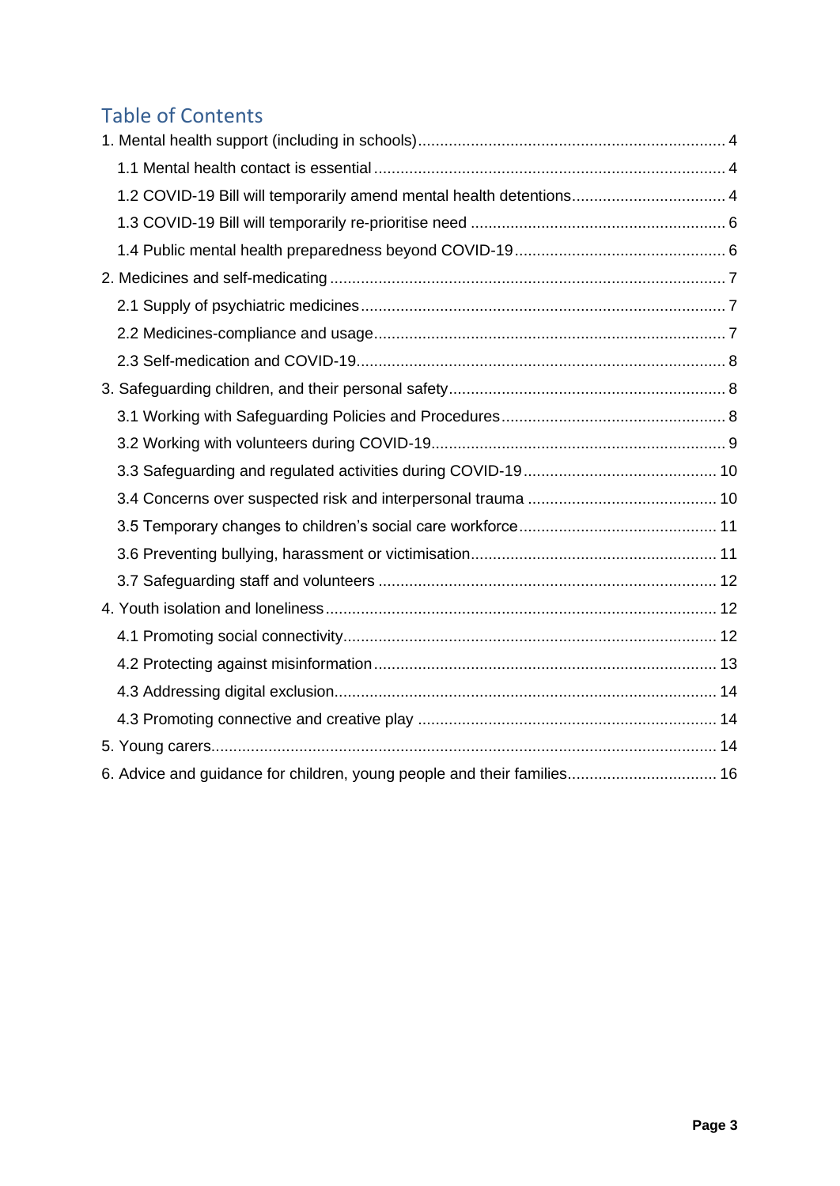## Table of Contents

1. Mental health support (including in schools) .... 4
    - 1.1 Mental health contact is essential .... 4
    - 1.2 COVID-19 Bill will temporarily amend mental health detentions .... 4
    - 1.3 COVID-19 Bill will temporarily re-prioritise need .... 6
    - 1.4 Public mental health preparedness beyond COVID-19 .... 6
2. Medicines and self-medicating .... 7
    - 2.1 Supply of psychiatric medicines .... 7
    - 2.2 Medicines-compliance and usage .... 7
    - 2.3 Self-medication and COVID-19 .... 8
3. Safeguarding children, and their personal safety .... 8
    - 3.1 Working with Safeguarding Policies and Procedures .... 8
    - 3.2 Working with volunteers during COVID-19 .... 9
    - 3.3 Safeguarding and regulated activities during COVID-19 .... 10
    - 3.4 Concerns over suspected risk and interpersonal trauma .... 10
    - 3.5 Temporary changes to children's social care workforce .... 11
    - 3.6 Preventing bullying, harassment or victimisation .... 11
    - 3.7 Safeguarding staff and volunteers .... 12
4. Youth isolation and loneliness .... 12
    - 4.1 Promoting social connectivity .... 12
    - 4.2 Protecting against misinformation .... 13
    - 4.3 Addressing digital exclusion .... 14
    - 4.3 Promoting connective and creative play .... 14
5. Young carers .... 14
6. Advice and guidance for children, young people and their families .... 16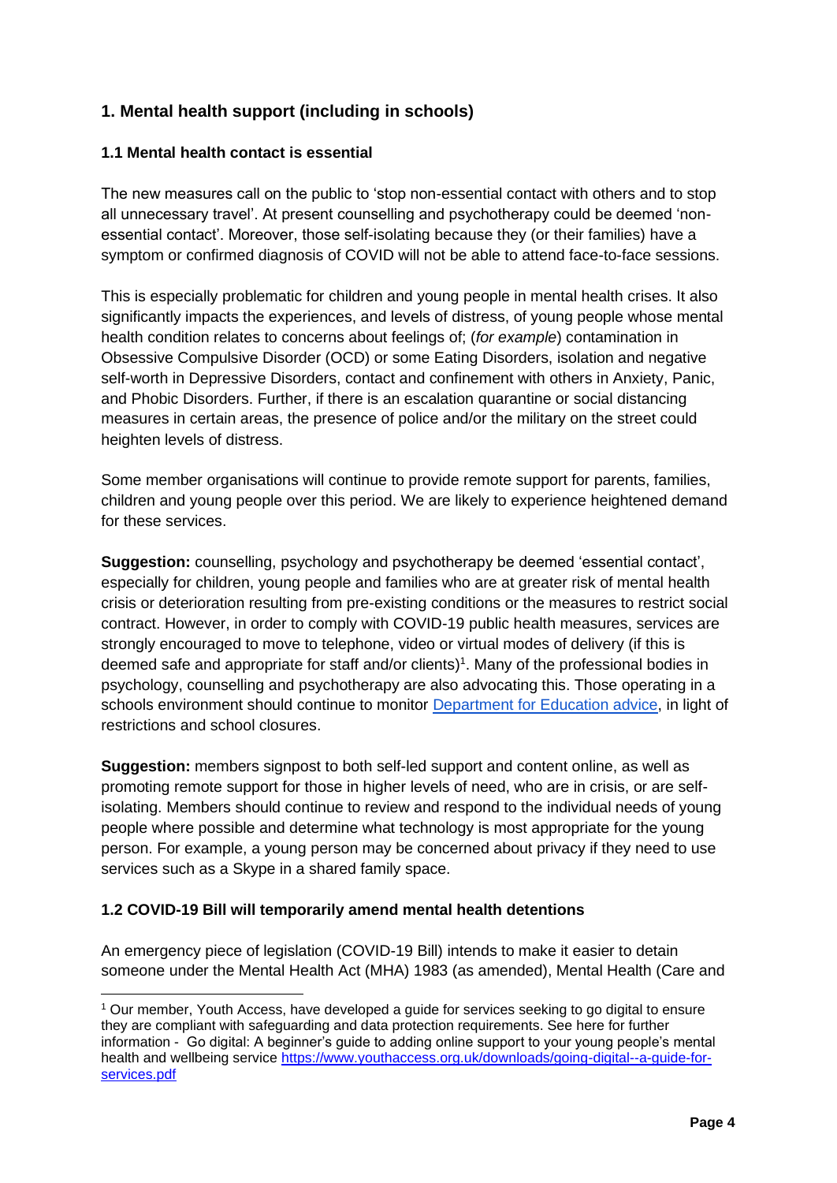## 1. Mental health support (including in schools)

### 1.1 Mental health contact is essential

The new measures call on the public to 'stop non-essential contact with others and to stop all unnecessary travel'. At present counselling and psychotherapy could be deemed 'non-essential contact'. Moreover, those self-isolating because they (or their families) have a symptom or confirmed diagnosis of COVID will not be able to attend face-to-face sessions.

This is especially problematic for children and young people in mental health crises. It also significantly impacts the experiences, and levels of distress, of young people whose mental health condition relates to concerns about feelings of; (*for example*) contamination in Obsessive Compulsive Disorder (OCD) or some Eating Disorders, isolation and negative self-worth in Depressive Disorders, contact and confinement with others in Anxiety, Panic, and Phobic Disorders. Further, if there is an escalation quarantine or social distancing measures in certain areas, the presence of police and/or the military on the street could heighten levels of distress.

Some member organisations will continue to provide remote support for parents, families, children and young people over this period. We are likely to experience heightened demand for these services.

**Suggestion:** counselling, psychology and psychotherapy be deemed 'essential contact', especially for children, young people and families who are at greater risk of mental health crisis or deterioration resulting from pre-existing conditions or the measures to restrict social contract. However, in order to comply with COVID-19 public health measures, services are strongly encouraged to move to telephone, video or virtual modes of delivery (if this is deemed safe and appropriate for staff and/or clients)[1]. Many of the professional bodies in psychology, counselling and psychotherapy are also advocating this. Those operating in a schools environment should continue to monitor [Department for Education advice](), in light of restrictions and school closures.

**Suggestion:** members signpost to both self-led support and content online, as well as promoting remote support for those in higher levels of need, who are in crisis, or are self-isolating. Members should continue to review and respond to the individual needs of young people where possible and determine what technology is most appropriate for the young person. For example, a young person may be concerned about privacy if they need to use services such as a Skype in a shared family space.

### 1.2 COVID-19 Bill will temporarily amend mental health detentions

An emergency piece of legislation (COVID-19 Bill) intends to make it easier to detain someone under the Mental Health Act (MHA) 1983 (as amended), Mental Health (Care and

---

[1] Our member, Youth Access, have developed a guide for services seeking to go digital to ensure they are compliant with safeguarding and data protection requirements. See here for further information - Go digital: A beginner's guide to adding online support to your young people's mental health and wellbeing service https://www.youthaccess.org.uk/downloads/going-digital--a-guide-for-services.pdf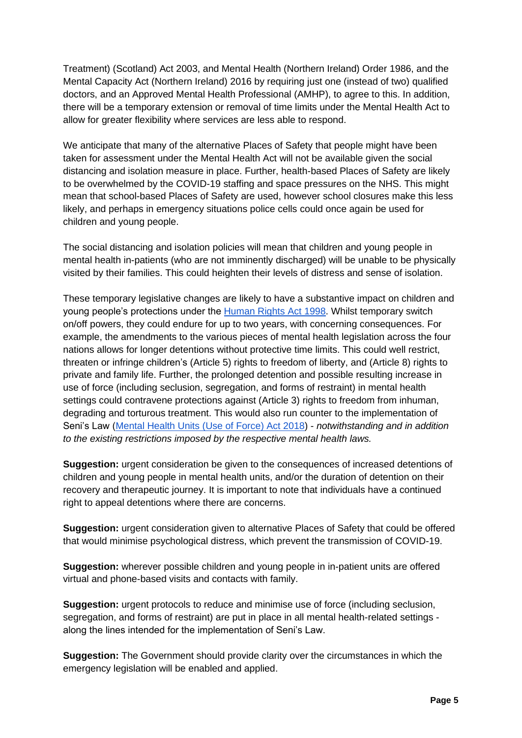Treatment) (Scotland) Act 2003, and Mental Health (Northern Ireland) Order 1986, and the Mental Capacity Act (Northern Ireland) 2016 by requiring just one (instead of two) qualified doctors, and an Approved Mental Health Professional (AMHP), to agree to this. In addition, there will be a temporary extension or removal of time limits under the Mental Health Act to allow for greater flexibility where services are less able to respond.

We anticipate that many of the alternative Places of Safety that people might have been taken for assessment under the Mental Health Act will not be available given the social distancing and isolation measure in place. Further, health-based Places of Safety are likely to be overwhelmed by the COVID-19 staffing and space pressures on the NHS. This might mean that school-based Places of Safety are used, however school closures make this less likely, and perhaps in emergency situations police cells could once again be used for children and young people.

The social distancing and isolation policies will mean that children and young people in mental health in-patients (who are not imminently discharged) will be unable to be physically visited by their families. This could heighten their levels of distress and sense of isolation.

These temporary legislative changes are likely to have a substantive impact on children and young people's protections under the [Human Rights Act 1998](). Whilst temporary switch on/off powers, they could endure for up to two years, with concerning consequences. For example, the amendments to the various pieces of mental health legislation across the four nations allows for longer detentions without protective time limits. This could well restrict, threaten or infringe children's (Article 5) rights to freedom of liberty, and (Article 8) rights to private and family life. Further, the prolonged detention and possible resulting increase in use of force (including seclusion, segregation, and forms of restraint) in mental health settings could contravene protections against (Article 3) rights to freedom from inhuman, degrading and torturous treatment. This would also run counter to the implementation of Seni's Law ([Mental Health Units (Use of Force) Act 2018]()) - *notwithstanding and in addition to the existing restrictions imposed by the respective mental health laws.*

**Suggestion:** urgent consideration be given to the consequences of increased detentions of children and young people in mental health units, and/or the duration of detention on their recovery and therapeutic journey. It is important to note that individuals have a continued right to appeal detentions where there are concerns.

**Suggestion:** urgent consideration given to alternative Places of Safety that could be offered that would minimise psychological distress, which prevent the transmission of COVID-19.

**Suggestion:** wherever possible children and young people in in-patient units are offered virtual and phone-based visits and contacts with family.

**Suggestion:** urgent protocols to reduce and minimise use of force (including seclusion, segregation, and forms of restraint) are put in place in all mental health-related settings - along the lines intended for the implementation of Seni's Law.

**Suggestion:** The Government should provide clarity over the circumstances in which the emergency legislation will be enabled and applied.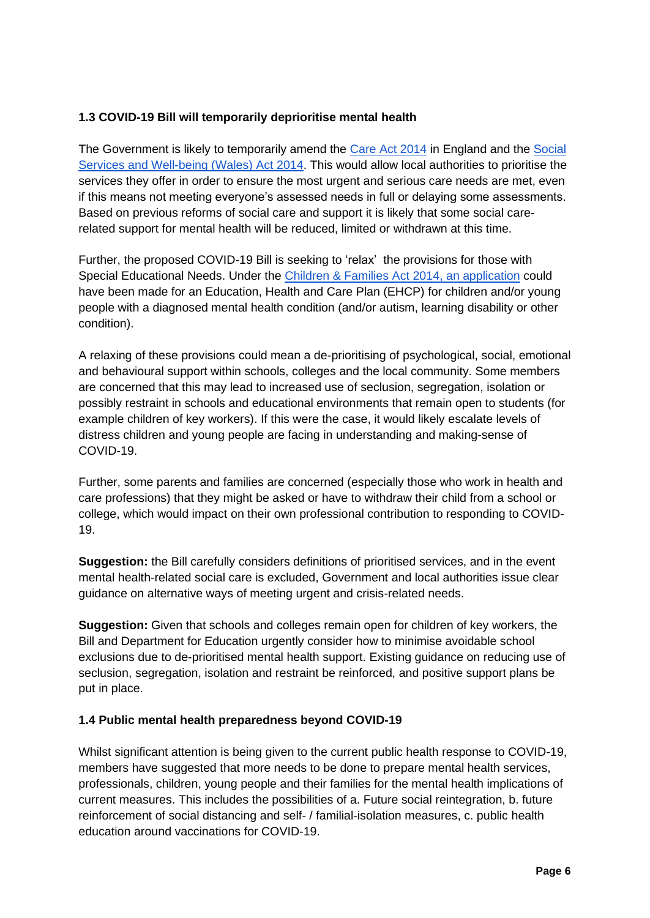### 1.3 COVID-19 Bill will temporarily deprioritise mental health

The Government is likely to temporarily amend the [Care Act 2014]() in England and the [Social Services and Well-being (Wales) Act 2014](). This would allow local authorities to prioritise the services they offer in order to ensure the most urgent and serious care needs are met, even if this means not meeting everyone's assessed needs in full or delaying some assessments. Based on previous reforms of social care and support it is likely that some social care-related support for mental health will be reduced, limited or withdrawn at this time.

Further, the proposed COVID-19 Bill is seeking to 'relax' the provisions for those with Special Educational Needs. Under the [Children & Families Act 2014, an application]() could have been made for an Education, Health and Care Plan (EHCP) for children and/or young people with a diagnosed mental health condition (and/or autism, learning disability or other condition).

A relaxing of these provisions could mean a de-prioritising of psychological, social, emotional and behavioural support within schools, colleges and the local community. Some members are concerned that this may lead to increased use of seclusion, segregation, isolation or possibly restraint in schools and educational environments that remain open to students (for example children of key workers). If this were the case, it would likely escalate levels of distress children and young people are facing in understanding and making-sense of COVID-19.

Further, some parents and families are concerned (especially those who work in health and care professions) that they might be asked or have to withdraw their child from a school or college, which would impact on their own professional contribution to responding to COVID-19.

**Suggestion:** the Bill carefully considers definitions of prioritised services, and in the event mental health-related social care is excluded, Government and local authorities issue clear guidance on alternative ways of meeting urgent and crisis-related needs.

**Suggestion:** Given that schools and colleges remain open for children of key workers, the Bill and Department for Education urgently consider how to minimise avoidable school exclusions due to de-prioritised mental health support. Existing guidance on reducing use of seclusion, segregation, isolation and restraint be reinforced, and positive support plans be put in place.

### 1.4 Public mental health preparedness beyond COVID-19

Whilst significant attention is being given to the current public health response to COVID-19, members have suggested that more needs to be done to prepare mental health services, professionals, children, young people and their families for the mental health implications of current measures. This includes the possibilities of a. Future social reintegration, b. future reinforcement of social distancing and self- / familial-isolation measures, c. public health education around vaccinations for COVID-19.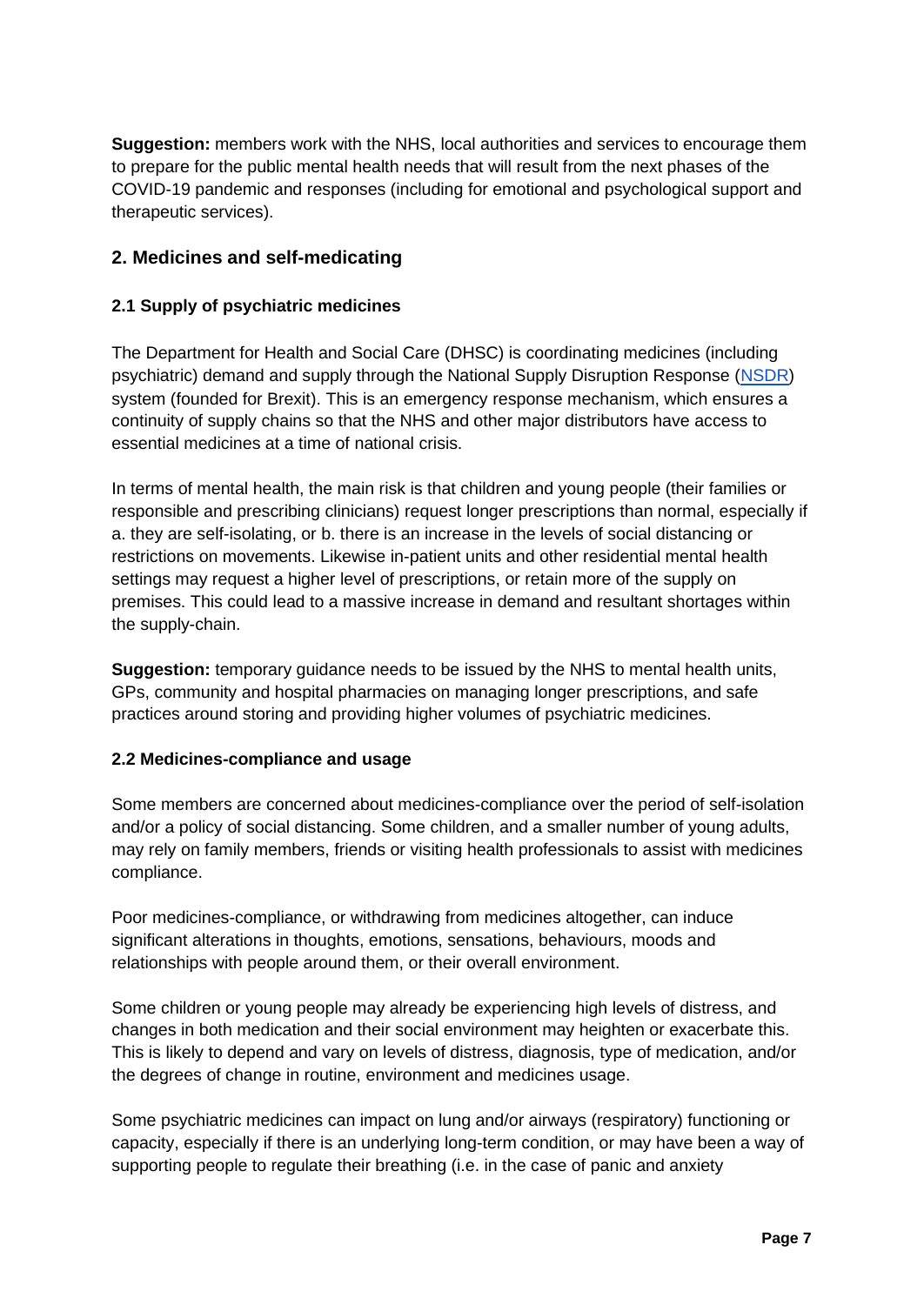**Suggestion:** members work with the NHS, local authorities and services to encourage them to prepare for the public mental health needs that will result from the next phases of the COVID-19 pandemic and responses (including for emotional and psychological support and therapeutic services).

## 2. Medicines and self-medicating

### 2.1 Supply of psychiatric medicines

The Department for Health and Social Care (DHSC) is coordinating medicines (including psychiatric) demand and supply through the National Supply Disruption Response (NSDR) system (founded for Brexit). This is an emergency response mechanism, which ensures a continuity of supply chains so that the NHS and other major distributors have access to essential medicines at a time of national crisis.

In terms of mental health, the main risk is that children and young people (their families or responsible and prescribing clinicians) request longer prescriptions than normal, especially if a. they are self-isolating, or b. there is an increase in the levels of social distancing or restrictions on movements. Likewise in-patient units and other residential mental health settings may request a higher level of prescriptions, or retain more of the supply on premises. This could lead to a massive increase in demand and resultant shortages within the supply-chain.

**Suggestion:** temporary guidance needs to be issued by the NHS to mental health units, GPs, community and hospital pharmacies on managing longer prescriptions, and safe practices around storing and providing higher volumes of psychiatric medicines.

### 2.2 Medicines-compliance and usage

Some members are concerned about medicines-compliance over the period of self-isolation and/or a policy of social distancing. Some children, and a smaller number of young adults, may rely on family members, friends or visiting health professionals to assist with medicines compliance.

Poor medicines-compliance, or withdrawing from medicines altogether, can induce significant alterations in thoughts, emotions, sensations, behaviours, moods and relationships with people around them, or their overall environment.

Some children or young people may already be experiencing high levels of distress, and changes in both medication and their social environment may heighten or exacerbate this. This is likely to depend and vary on levels of distress, diagnosis, type of medication, and/or the degrees of change in routine, environment and medicines usage.

Some psychiatric medicines can impact on lung and/or airways (respiratory) functioning or capacity, especially if there is an underlying long-term condition, or may have been a way of supporting people to regulate their breathing (i.e. in the case of panic and anxiety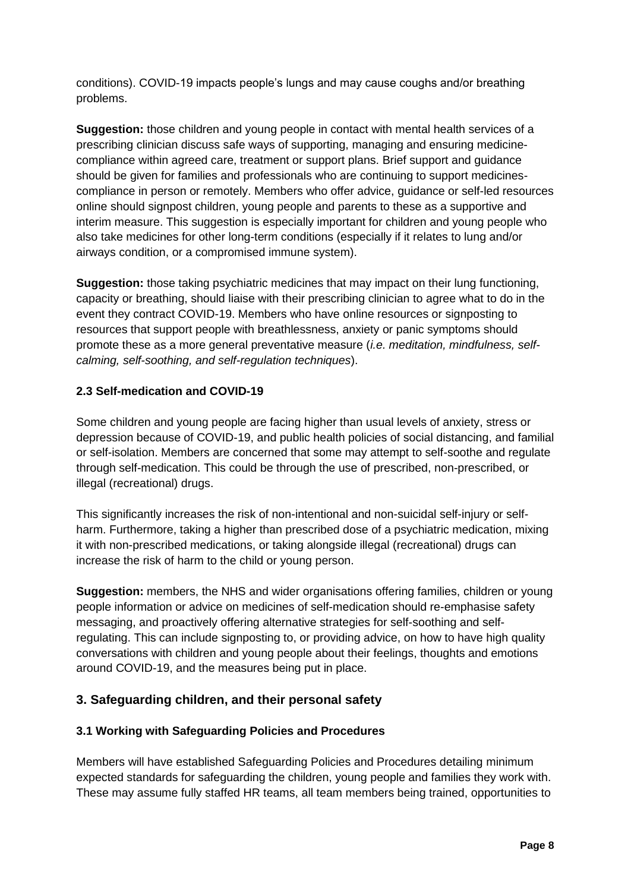conditions). COVID-19 impacts people's lungs and may cause coughs and/or breathing problems.

**Suggestion:** those children and young people in contact with mental health services of a prescribing clinician discuss safe ways of supporting, managing and ensuring medicine-compliance within agreed care, treatment or support plans. Brief support and guidance should be given for families and professionals who are continuing to support medicines-compliance in person or remotely. Members who offer advice, guidance or self-led resources online should signpost children, young people and parents to these as a supportive and interim measure. This suggestion is especially important for children and young people who also take medicines for other long-term conditions (especially if it relates to lung and/or airways condition, or a compromised immune system).

**Suggestion:** those taking psychiatric medicines that may impact on their lung functioning, capacity or breathing, should liaise with their prescribing clinician to agree what to do in the event they contract COVID-19. Members who have online resources or signposting to resources that support people with breathlessness, anxiety or panic symptoms should promote these as a more general preventative measure (*i.e. meditation, mindfulness, self-calming, self-soothing, and self-regulation techniques*).

### 2.3 Self-medication and COVID-19

Some children and young people are facing higher than usual levels of anxiety, stress or depression because of COVID-19, and public health policies of social distancing, and familial or self-isolation. Members are concerned that some may attempt to self-soothe and regulate through self-medication. This could be through the use of prescribed, non-prescribed, or illegal (recreational) drugs.

This significantly increases the risk of non-intentional and non-suicidal self-injury or self-harm. Furthermore, taking a higher than prescribed dose of a psychiatric medication, mixing it with non-prescribed medications, or taking alongside illegal (recreational) drugs can increase the risk of harm to the child or young person.

**Suggestion:** members, the NHS and wider organisations offering families, children or young people information or advice on medicines of self-medication should re-emphasise safety messaging, and proactively offering alternative strategies for self-soothing and self-regulating. This can include signposting to, or providing advice, on how to have high quality conversations with children and young people about their feelings, thoughts and emotions around COVID-19, and the measures being put in place.

## 3. Safeguarding children, and their personal safety

### 3.1 Working with Safeguarding Policies and Procedures

Members will have established Safeguarding Policies and Procedures detailing minimum expected standards for safeguarding the children, young people and families they work with. These may assume fully staffed HR teams, all team members being trained, opportunities to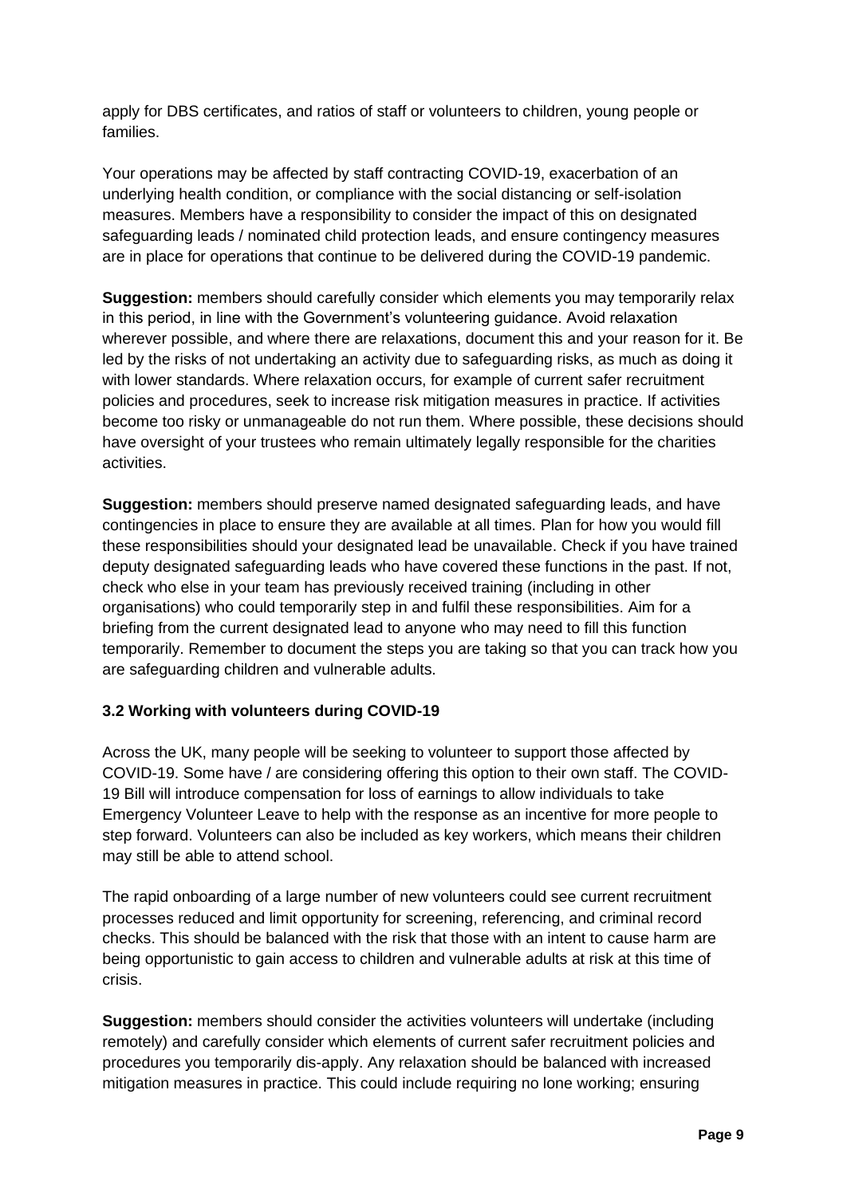apply for DBS certificates, and ratios of staff or volunteers to children, young people or families.

Your operations may be affected by staff contracting COVID-19, exacerbation of an underlying health condition, or compliance with the social distancing or self-isolation measures. Members have a responsibility to consider the impact of this on designated safeguarding leads / nominated child protection leads, and ensure contingency measures are in place for operations that continue to be delivered during the COVID-19 pandemic.

**Suggestion:** members should carefully consider which elements you may temporarily relax in this period, in line with the Government's volunteering guidance. Avoid relaxation wherever possible, and where there are relaxations, document this and your reason for it. Be led by the risks of not undertaking an activity due to safeguarding risks, as much as doing it with lower standards. Where relaxation occurs, for example of current safer recruitment policies and procedures, seek to increase risk mitigation measures in practice. If activities become too risky or unmanageable do not run them. Where possible, these decisions should have oversight of your trustees who remain ultimately legally responsible for the charities activities.

**Suggestion:** members should preserve named designated safeguarding leads, and have contingencies in place to ensure they are available at all times. Plan for how you would fill these responsibilities should your designated lead be unavailable. Check if you have trained deputy designated safeguarding leads who have covered these functions in the past. If not, check who else in your team has previously received training (including in other organisations) who could temporarily step in and fulfil these responsibilities. Aim for a briefing from the current designated lead to anyone who may need to fill this function temporarily. Remember to document the steps you are taking so that you can track how you are safeguarding children and vulnerable adults.

### 3.2 Working with volunteers during COVID-19

Across the UK, many people will be seeking to volunteer to support those affected by COVID-19. Some have / are considering offering this option to their own staff. The COVID-19 Bill will introduce compensation for loss of earnings to allow individuals to take Emergency Volunteer Leave to help with the response as an incentive for more people to step forward. Volunteers can also be included as key workers, which means their children may still be able to attend school.

The rapid onboarding of a large number of new volunteers could see current recruitment processes reduced and limit opportunity for screening, referencing, and criminal record checks. This should be balanced with the risk that those with an intent to cause harm are being opportunistic to gain access to children and vulnerable adults at risk at this time of crisis.

**Suggestion:** members should consider the activities volunteers will undertake (including remotely) and carefully consider which elements of current safer recruitment policies and procedures you temporarily dis-apply. Any relaxation should be balanced with increased mitigation measures in practice. This could include requiring no lone working; ensuring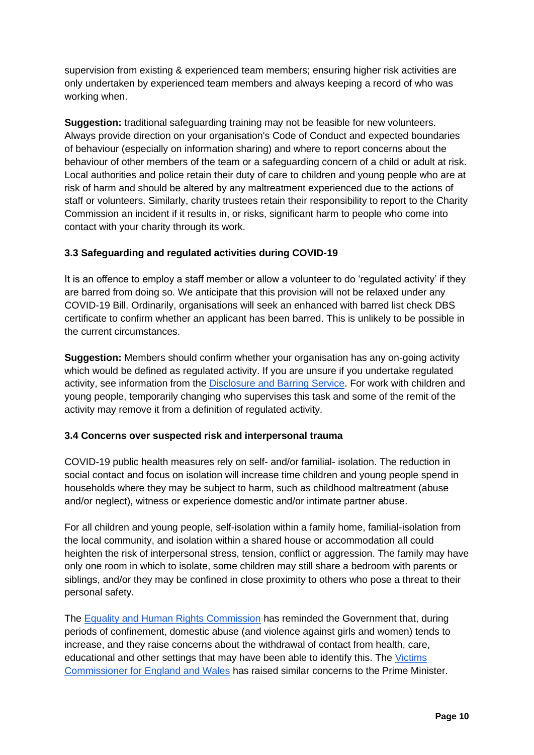supervision from existing & experienced team members; ensuring higher risk activities are only undertaken by experienced team members and always keeping a record of who was working when.

**Suggestion:** traditional safeguarding training may not be feasible for new volunteers. Always provide direction on your organisation's Code of Conduct and expected boundaries of behaviour (especially on information sharing) and where to report concerns about the behaviour of other members of the team or a safeguarding concern of a child or adult at risk. Local authorities and police retain their duty of care to children and young people who are at risk of harm and should be altered by any maltreatment experienced due to the actions of staff or volunteers. Similarly, charity trustees retain their responsibility to report to the Charity Commission an incident if it results in, or risks, significant harm to people who come into contact with your charity through its work.

### 3.3 Safeguarding and regulated activities during COVID-19

It is an offence to employ a staff member or allow a volunteer to do 'regulated activity' if they are barred from doing so. We anticipate that this provision will not be relaxed under any COVID-19 Bill. Ordinarily, organisations will seek an enhanced with barred list check DBS certificate to confirm whether an applicant has been barred. This is unlikely to be possible in the current circumstances.

**Suggestion:** Members should confirm whether your organisation has any on-going activity which would be defined as regulated activity. If you are unsure if you undertake regulated activity, see information from the Disclosure and Barring Service. For work with children and young people, temporarily changing who supervises this task and some of the remit of the activity may remove it from a definition of regulated activity.

### 3.4 Concerns over suspected risk and interpersonal trauma

COVID-19 public health measures rely on self- and/or familial- isolation. The reduction in social contact and focus on isolation will increase time children and young people spend in households where they may be subject to harm, such as childhood maltreatment (abuse and/or neglect), witness or experience domestic and/or intimate partner abuse.

For all children and young people, self-isolation within a family home, familial-isolation from the local community, and isolation within a shared house or accommodation all could heighten the risk of interpersonal stress, tension, conflict or aggression. The family may have only one room in which to isolate, some children may still share a bedroom with parents or siblings, and/or they may be confined in close proximity to others who pose a threat to their personal safety.

The Equality and Human Rights Commission has reminded the Government that, during periods of confinement, domestic abuse (and violence against girls and women) tends to increase, and they raise concerns about the withdrawal of contact from health, care, educational and other settings that may have been able to identify this. The Victims Commissioner for England and Wales has raised similar concerns to the Prime Minister.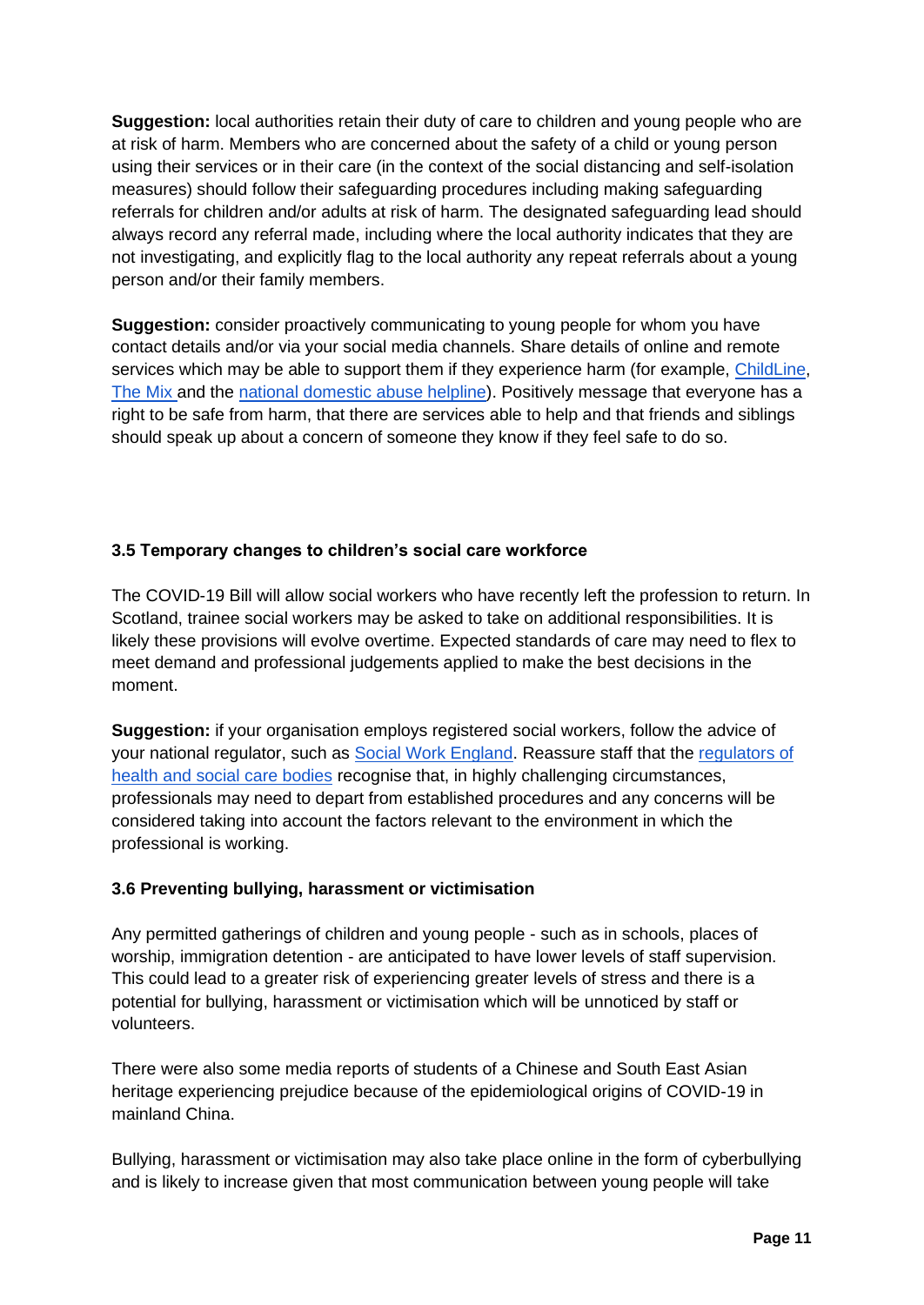**Suggestion:** local authorities retain their duty of care to children and young people who are at risk of harm. Members who are concerned about the safety of a child or young person using their services or in their care (in the context of the social distancing and self-isolation measures) should follow their safeguarding procedures including making safeguarding referrals for children and/or adults at risk of harm. The designated safeguarding lead should always record any referral made, including where the local authority indicates that they are not investigating, and explicitly flag to the local authority any repeat referrals about a young person and/or their family members.

**Suggestion:** consider proactively communicating to young people for whom you have contact details and/or via your social media channels. Share details of online and remote services which may be able to support them if they experience harm (for example, ChildLine, The Mix and the national domestic abuse helpline). Positively message that everyone has a right to be safe from harm, that there are services able to help and that friends and siblings should speak up about a concern of someone they know if they feel safe to do so.

### 3.5 Temporary changes to children's social care workforce

The COVID-19 Bill will allow social workers who have recently left the profession to return. In Scotland, trainee social workers may be asked to take on additional responsibilities. It is likely these provisions will evolve overtime. Expected standards of care may need to flex to meet demand and professional judgements applied to make the best decisions in the moment.

**Suggestion:** if your organisation employs registered social workers, follow the advice of your national regulator, such as Social Work England. Reassure staff that the regulators of health and social care bodies recognise that, in highly challenging circumstances, professionals may need to depart from established procedures and any concerns will be considered taking into account the factors relevant to the environment in which the professional is working.

### 3.6 Preventing bullying, harassment or victimisation

Any permitted gatherings of children and young people - such as in schools, places of worship, immigration detention - are anticipated to have lower levels of staff supervision. This could lead to a greater risk of experiencing greater levels of stress and there is a potential for bullying, harassment or victimisation which will be unnoticed by staff or volunteers.

There were also some media reports of students of a Chinese and South East Asian heritage experiencing prejudice because of the epidemiological origins of COVID-19 in mainland China.

Bullying, harassment or victimisation may also take place online in the form of cyberbullying and is likely to increase given that most communication between young people will take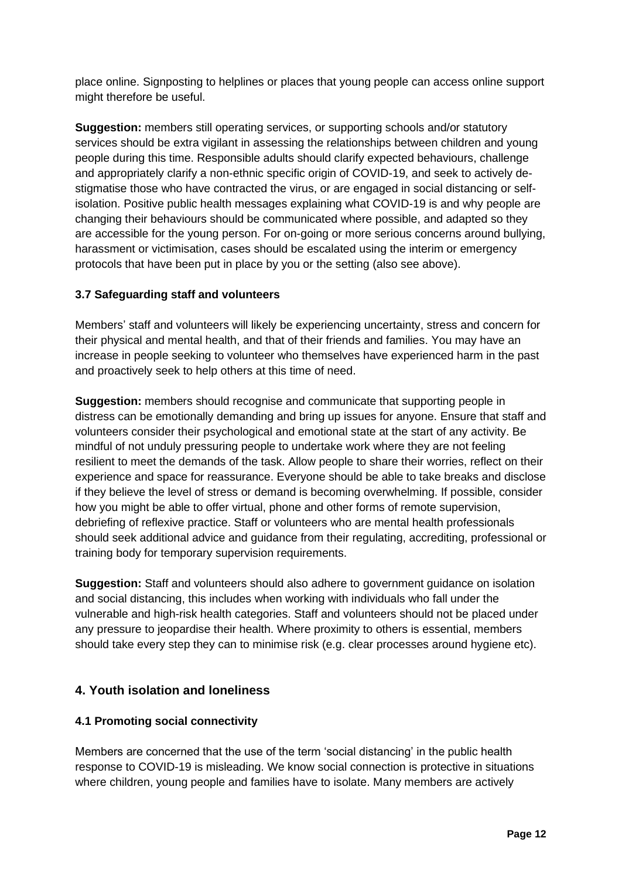place online. Signposting to helplines or places that young people can access online support might therefore be useful.

**Suggestion:** members still operating services, or supporting schools and/or statutory services should be extra vigilant in assessing the relationships between children and young people during this time. Responsible adults should clarify expected behaviours, challenge and appropriately clarify a non-ethnic specific origin of COVID-19, and seek to actively de-stigmatise those who have contracted the virus, or are engaged in social distancing or self-isolation. Positive public health messages explaining what COVID-19 is and why people are changing their behaviours should be communicated where possible, and adapted so they are accessible for the young person. For on-going or more serious concerns around bullying, harassment or victimisation, cases should be escalated using the interim or emergency protocols that have been put in place by you or the setting (also see above).

### 3.7 Safeguarding staff and volunteers

Members' staff and volunteers will likely be experiencing uncertainty, stress and concern for their physical and mental health, and that of their friends and families. You may have an increase in people seeking to volunteer who themselves have experienced harm in the past and proactively seek to help others at this time of need.

**Suggestion:** members should recognise and communicate that supporting people in distress can be emotionally demanding and bring up issues for anyone. Ensure that staff and volunteers consider their psychological and emotional state at the start of any activity. Be mindful of not unduly pressuring people to undertake work where they are not feeling resilient to meet the demands of the task. Allow people to share their worries, reflect on their experience and space for reassurance. Everyone should be able to take breaks and disclose if they believe the level of stress or demand is becoming overwhelming. If possible, consider how you might be able to offer virtual, phone and other forms of remote supervision, debriefing of reflexive practice. Staff or volunteers who are mental health professionals should seek additional advice and guidance from their regulating, accrediting, professional or training body for temporary supervision requirements.

**Suggestion:** Staff and volunteers should also adhere to government guidance on isolation and social distancing, this includes when working with individuals who fall under the vulnerable and high-risk health categories. Staff and volunteers should not be placed under any pressure to jeopardise their health. Where proximity to others is essential, members should take every step they can to minimise risk (e.g. clear processes around hygiene etc).

## 4. Youth isolation and loneliness

### 4.1 Promoting social connectivity

Members are concerned that the use of the term 'social distancing' in the public health response to COVID-19 is misleading. We know social connection is protective in situations where children, young people and families have to isolate. Many members are actively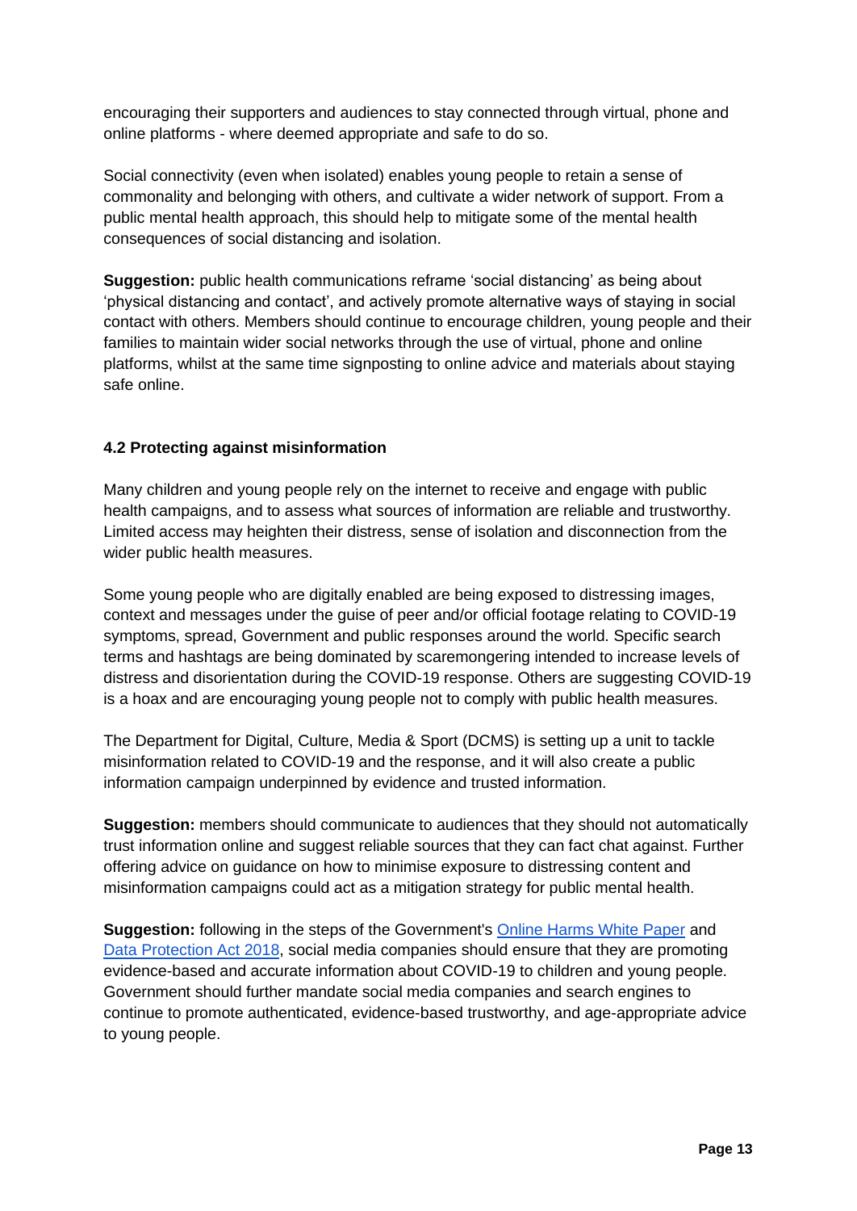encouraging their supporters and audiences to stay connected through virtual, phone and online platforms - where deemed appropriate and safe to do so.

Social connectivity (even when isolated) enables young people to retain a sense of commonality and belonging with others, and cultivate a wider network of support. From a public mental health approach, this should help to mitigate some of the mental health consequences of social distancing and isolation.

**Suggestion:** public health communications reframe 'social distancing' as being about 'physical distancing and contact', and actively promote alternative ways of staying in social contact with others. Members should continue to encourage children, young people and their families to maintain wider social networks through the use of virtual, phone and online platforms, whilst at the same time signposting to online advice and materials about staying safe online.

### 4.2 Protecting against misinformation

Many children and young people rely on the internet to receive and engage with public health campaigns, and to assess what sources of information are reliable and trustworthy. Limited access may heighten their distress, sense of isolation and disconnection from the wider public health measures.

Some young people who are digitally enabled are being exposed to distressing images, context and messages under the guise of peer and/or official footage relating to COVID-19 symptoms, spread, Government and public responses around the world. Specific search terms and hashtags are being dominated by scaremongering intended to increase levels of distress and disorientation during the COVID-19 response. Others are suggesting COVID-19 is a hoax and are encouraging young people not to comply with public health measures.

The Department for Digital, Culture, Media & Sport (DCMS) is setting up a unit to tackle misinformation related to COVID-19 and the response, and it will also create a public information campaign underpinned by evidence and trusted information.

**Suggestion:** members should communicate to audiences that they should not automatically trust information online and suggest reliable sources that they can fact chat against. Further offering advice on guidance on how to minimise exposure to distressing content and misinformation campaigns could act as a mitigation strategy for public mental health.

**Suggestion:** following in the steps of the Government's Online Harms White Paper and Data Protection Act 2018, social media companies should ensure that they are promoting evidence-based and accurate information about COVID-19 to children and young people. Government should further mandate social media companies and search engines to continue to promote authenticated, evidence-based trustworthy, and age-appropriate advice to young people.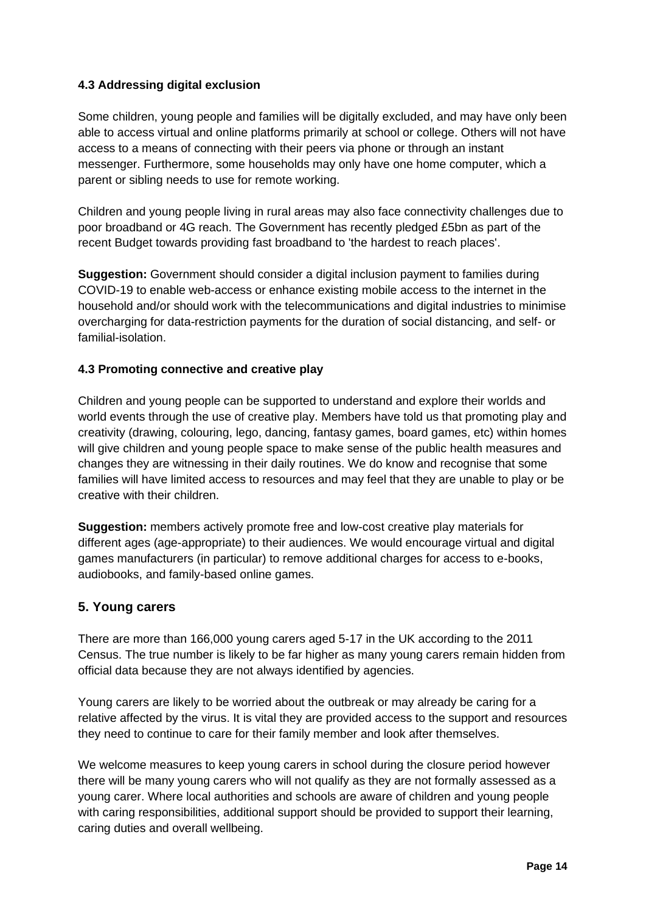### 4.3 Addressing digital exclusion

Some children, young people and families will be digitally excluded, and may have only been able to access virtual and online platforms primarily at school or college. Others will not have access to a means of connecting with their peers via phone or through an instant messenger. Furthermore, some households may only have one home computer, which a parent or sibling needs to use for remote working.

Children and young people living in rural areas may also face connectivity challenges due to poor broadband or 4G reach. The Government has recently pledged £5bn as part of the recent Budget towards providing fast broadband to 'the hardest to reach places'.

**Suggestion:** Government should consider a digital inclusion payment to families during COVID-19 to enable web-access or enhance existing mobile access to the internet in the household and/or should work with the telecommunications and digital industries to minimise overcharging for data-restriction payments for the duration of social distancing, and self- or familial-isolation.

### 4.3 Promoting connective and creative play

Children and young people can be supported to understand and explore their worlds and world events through the use of creative play. Members have told us that promoting play and creativity (drawing, colouring, lego, dancing, fantasy games, board games, etc) within homes will give children and young people space to make sense of the public health measures and changes they are witnessing in their daily routines. We do know and recognise that some families will have limited access to resources and may feel that they are unable to play or be creative with their children.

**Suggestion:** members actively promote free and low-cost creative play materials for different ages (age-appropriate) to their audiences. We would encourage virtual and digital games manufacturers (in particular) to remove additional charges for access to e-books, audiobooks, and family-based online games.

## 5. Young carers

There are more than 166,000 young carers aged 5-17 in the UK according to the 2011 Census. The true number is likely to be far higher as many young carers remain hidden from official data because they are not always identified by agencies.

Young carers are likely to be worried about the outbreak or may already be caring for a relative affected by the virus. It is vital they are provided access to the support and resources they need to continue to care for their family member and look after themselves.

We welcome measures to keep young carers in school during the closure period however there will be many young carers who will not qualify as they are not formally assessed as a young carer. Where local authorities and schools are aware of children and young people with caring responsibilities, additional support should be provided to support their learning, caring duties and overall wellbeing.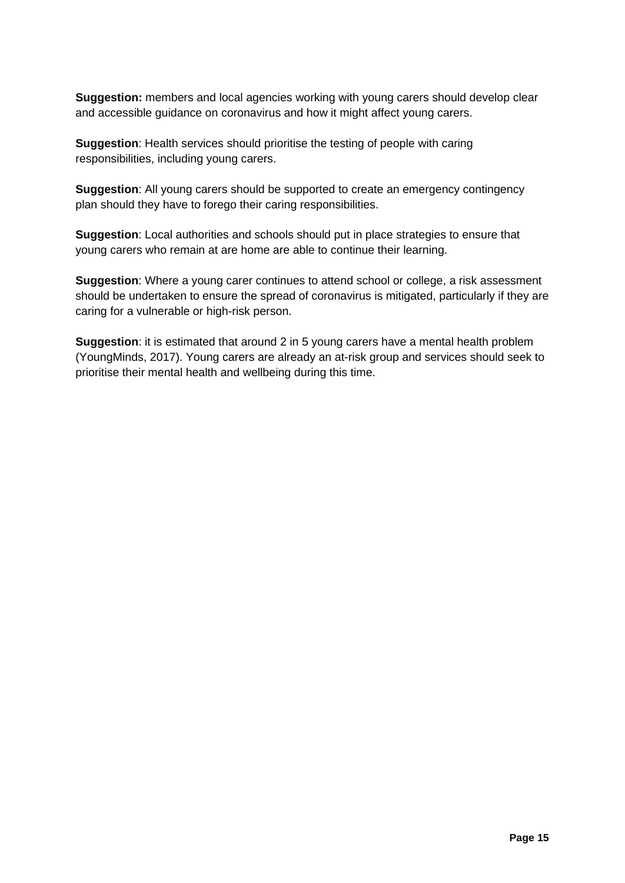**Suggestion:** members and local agencies working with young carers should develop clear and accessible guidance on coronavirus and how it might affect young carers.

**Suggestion**: Health services should prioritise the testing of people with caring responsibilities, including young carers.

**Suggestion**: All young carers should be supported to create an emergency contingency plan should they have to forego their caring responsibilities.

**Suggestion**: Local authorities and schools should put in place strategies to ensure that young carers who remain at are home are able to continue their learning.

**Suggestion**: Where a young carer continues to attend school or college, a risk assessment should be undertaken to ensure the spread of coronavirus is mitigated, particularly if they are caring for a vulnerable or high-risk person.

**Suggestion**: it is estimated that around 2 in 5 young carers have a mental health problem (YoungMinds, 2017). Young carers are already an at-risk group and services should seek to prioritise their mental health and wellbeing during this time.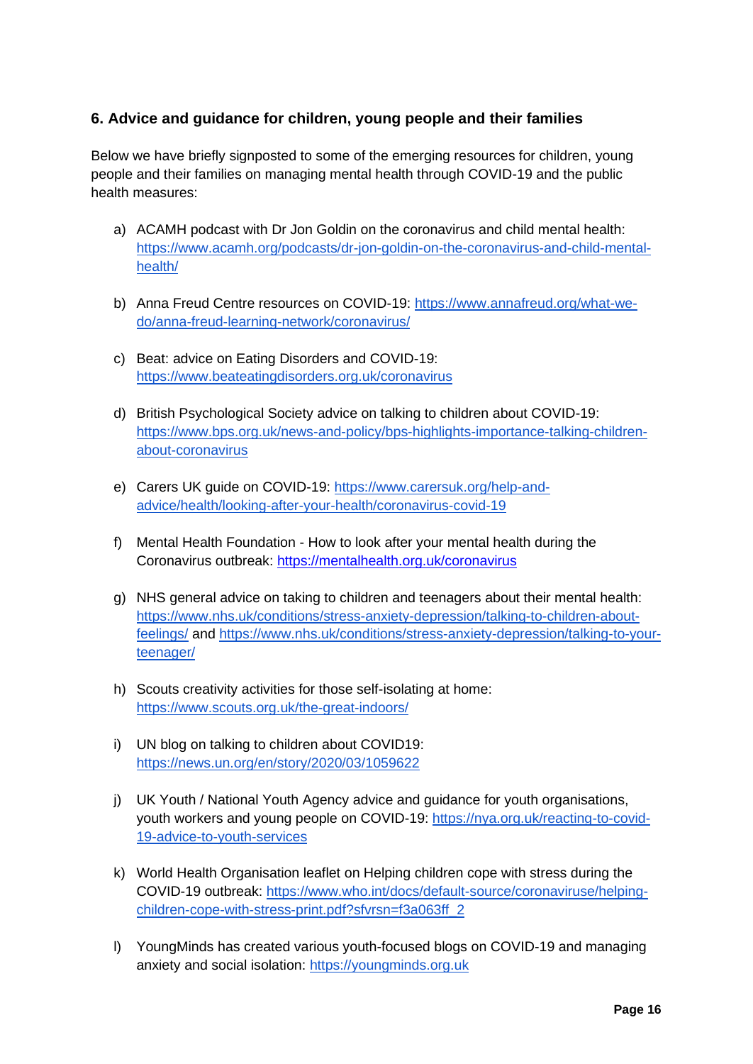## 6. Advice and guidance for children, young people and their families

Below we have briefly signposted to some of the emerging resources for children, young people and their families on managing mental health through COVID-19 and the public health measures:

a) ACAMH podcast with Dr Jon Goldin on the coronavirus and child mental health: https://www.acamh.org/podcasts/dr-jon-goldin-on-the-coronavirus-and-child-mental-health/

b) Anna Freud Centre resources on COVID-19: https://www.annafreud.org/what-we-do/anna-freud-learning-network/coronavirus/

c) Beat: advice on Eating Disorders and COVID-19: https://www.beateatingdisorders.org.uk/coronavirus

d) British Psychological Society advice on talking to children about COVID-19: https://www.bps.org.uk/news-and-policy/bps-highlights-importance-talking-children-about-coronavirus

e) Carers UK guide on COVID-19: https://www.carersuk.org/help-and-advice/health/looking-after-your-health/coronavirus-covid-19

f) Mental Health Foundation - How to look after your mental health during the Coronavirus outbreak: https://mentalhealth.org.uk/coronavirus

g) NHS general advice on taking to children and teenagers about their mental health: https://www.nhs.uk/conditions/stress-anxiety-depression/talking-to-children-about-feelings/ and https://www.nhs.uk/conditions/stress-anxiety-depression/talking-to-your-teenager/

h) Scouts creativity activities for those self-isolating at home: https://www.scouts.org.uk/the-great-indoors/

i) UN blog on talking to children about COVID19: https://news.un.org/en/story/2020/03/1059622

j) UK Youth / National Youth Agency advice and guidance for youth organisations, youth workers and young people on COVID-19: https://nya.org.uk/reacting-to-covid-19-advice-to-youth-services

k) World Health Organisation leaflet on Helping children cope with stress during the COVID-19 outbreak: https://www.who.int/docs/default-source/coronaviruse/helping-children-cope-with-stress-print.pdf?sfvrsn=f3a063ff_2

l) YoungMinds has created various youth-focused blogs on COVID-19 and managing anxiety and social isolation: https://youngminds.org.uk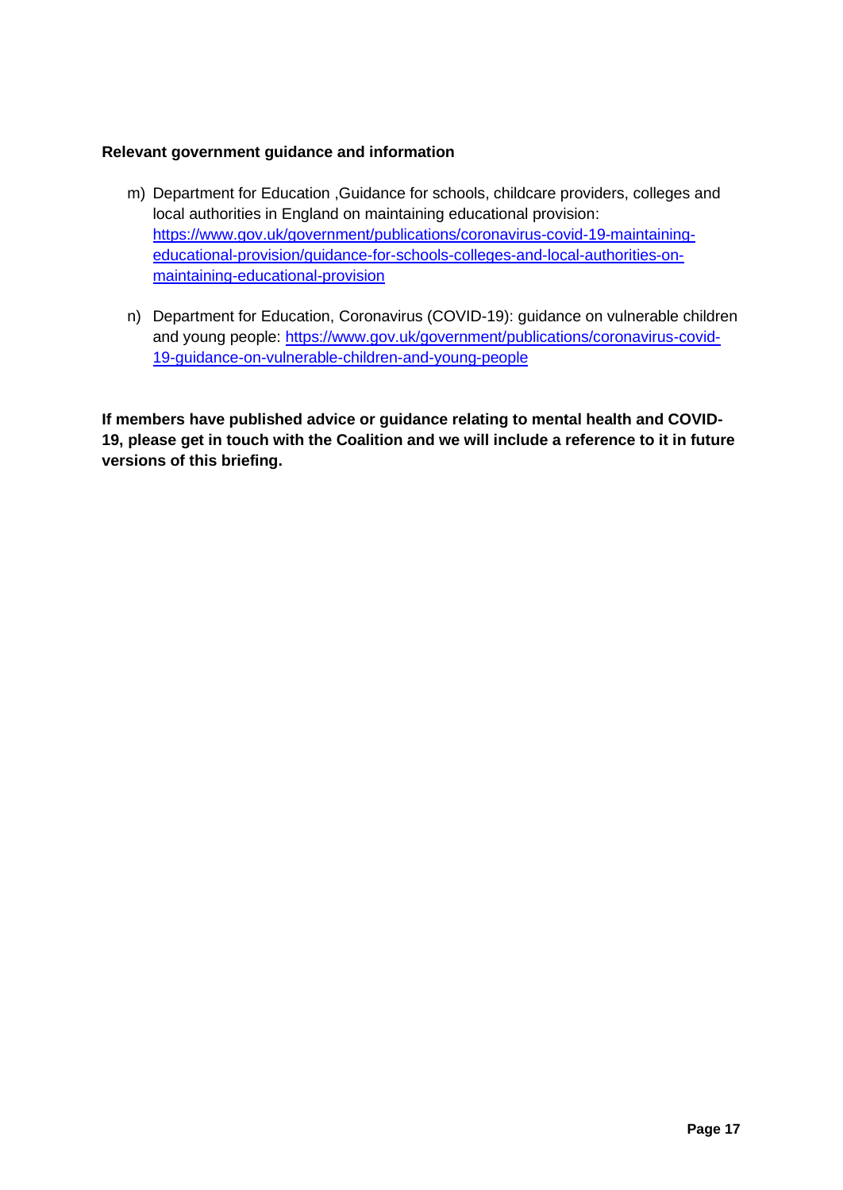**Relevant government guidance and information**

m) Department for Education ,Guidance for schools, childcare providers, colleges and local authorities in England on maintaining educational provision: https://www.gov.uk/government/publications/coronavirus-covid-19-maintaining-educational-provision/guidance-for-schools-colleges-and-local-authorities-on-maintaining-educational-provision

n) Department for Education, Coronavirus (COVID-19): guidance on vulnerable children and young people: https://www.gov.uk/government/publications/coronavirus-covid-19-guidance-on-vulnerable-children-and-young-people

**If members have published advice or guidance relating to mental health and COVID-19, please get in touch with the Coalition and we will include a reference to it in future versions of this briefing.**